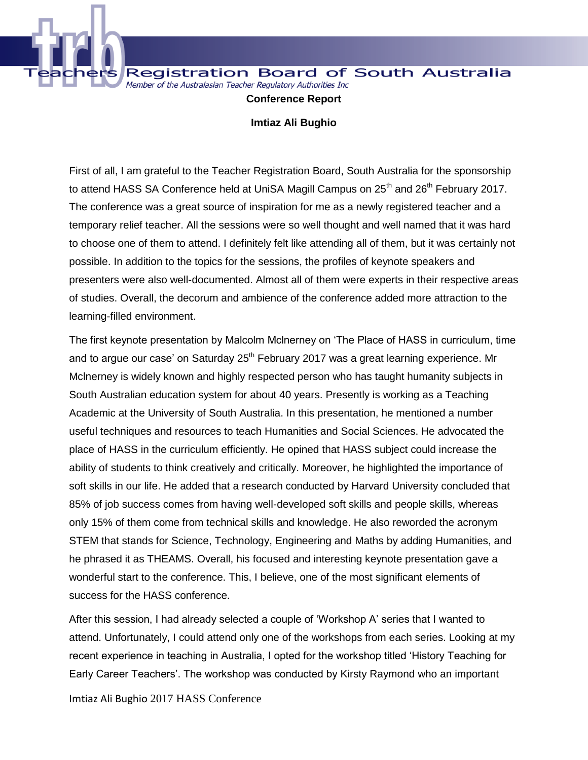Teachers Registration Board of South Australia

*Member of the Australasian Teacher Regulatory Authorities Inc*

**Conference Report**

**Imtiaz Ali Bughio**

First of all, I am grateful to the Teacher Registration Board, South Australia for the sponsorship to attend HASS SA Conference held at UniSA Magill Campus on 25th and 26th February 2017. The conference was a great source of inspiration for me as a newly registered teacher and a temporary relief teacher. All the sessions were so well thought and well named that it was hard to choose one of them to attend. I definitely felt like attending all of them, but it was certainly not possible. In addition to the topics for the sessions, the profiles of keynote speakers and presenters were also well-documented. Almost all of them were experts in their respective areas of studies. Overall, the decorum and ambience of the conference added more attraction to the learning-filled environment.

The first keynote presentation by Malcolm Mclnerney on 'The Place of HASS in curriculum, time and to argue our case' on Saturday 25th February 2017 was a great learning experience. Mr Mclnerney is widely known and highly respected person who has taught humanity subjects in South Australian education system for about 40 years. Presently is working as a Teaching Academic at the University of South Australia. In this presentation, he mentioned a number useful techniques and resources to teach Humanities and Social Sciences. He advocated the place of HASS in the curriculum efficiently. He opined that HASS subject could increase the ability of students to think creatively and critically. Moreover, he highlighted the importance of soft skills in our life. He added that a research conducted by Harvard University concluded that 85% of job success comes from having well-developed soft skills and people skills, whereas only 15% of them come from technical skills and knowledge. He also reworded the acronym STEM that stands for Science, Technology, Engineering and Maths by adding Humanities, and he phrased it as THEAMS. Overall, his focused and interesting keynote presentation gave a wonderful start to the conference. This, I believe, one of the most significant elements of success for the HASS conference.

After this session, I had already selected a couple of 'Workshop A' series that I wanted to attend. Unfortunately, I could attend only one of the workshops from each series. Looking at my recent experience in teaching in Australia, I opted for the workshop titled 'History Teaching for Early Career Teachers'. The workshop was conducted by Kirsty Raymond who an important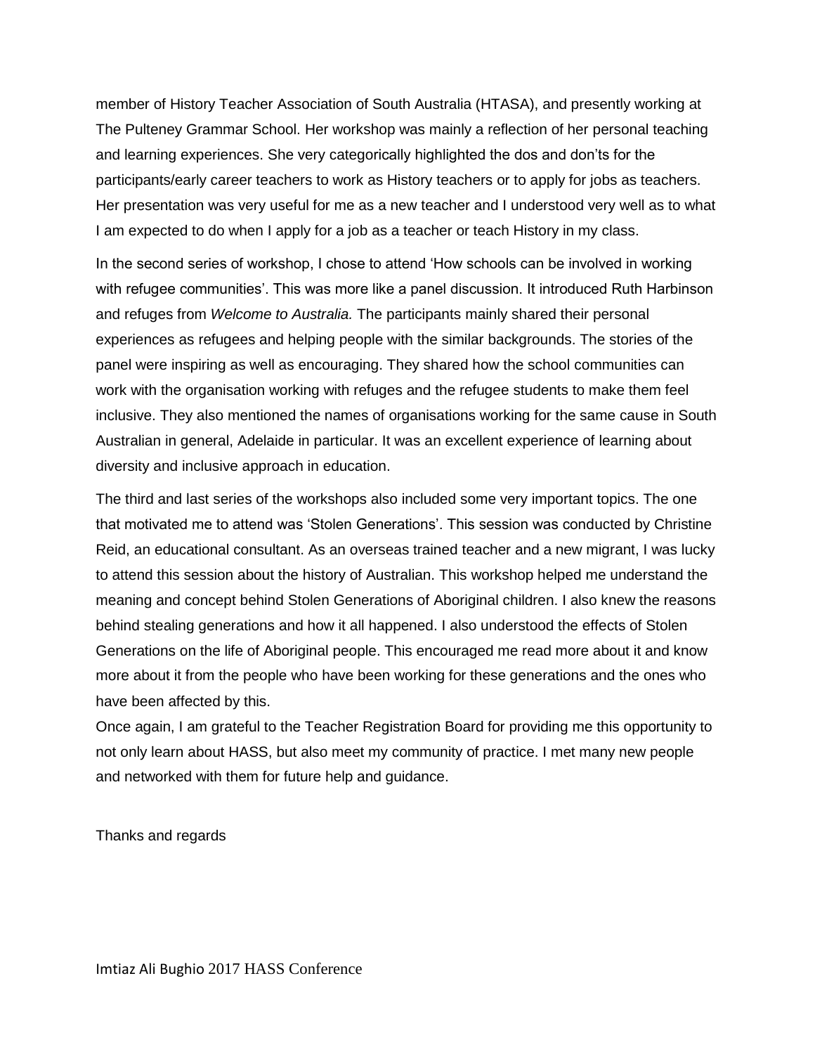member of History Teacher Association of South Australia (HTASA), and presently working at The Pulteney Grammar School. Her workshop was mainly a reflection of her personal teaching and learning experiences. She very categorically highlighted the dos and don'ts for the participants/early career teachers to work as History teachers or to apply for jobs as teachers. Her presentation was very useful for me as a new teacher and I understood very well as to what I am expected to do when I apply for a job as a teacher or teach History in my class.

In the second series of workshop, I chose to attend 'How schools can be involved in working with refugee communities'. This was more like a panel discussion. It introduced Ruth Harbinson and refuges from *Welcome to Australia.* The participants mainly shared their personal experiences as refugees and helping people with the similar backgrounds. The stories of the panel were inspiring as well as encouraging. They shared how the school communities can work with the organisation working with refuges and the refugee students to make them feel inclusive. They also mentioned the names of organisations working for the same cause in South Australian in general, Adelaide in particular. It was an excellent experience of learning about diversity and inclusive approach in education.

The third and last series of the workshops also included some very important topics. The one that motivated me to attend was 'Stolen Generations'. This session was conducted by Christine Reid, an educational consultant. As an overseas trained teacher and a new migrant, I was lucky to attend this session about the history of Australian. This workshop helped me understand the meaning and concept behind Stolen Generations of Aboriginal children. I also knew the reasons behind stealing generations and how it all happened. I also understood the effects of Stolen Generations on the life of Aboriginal people. This encouraged me read more about it and know more about it from the people who have been working for these generations and the ones who have been affected by this.

Once again, I am grateful to the Teacher Registration Board for providing me this opportunity to not only learn about HASS, but also meet my community of practice. I met many new people and networked with them for future help and guidance.

Thanks and regards